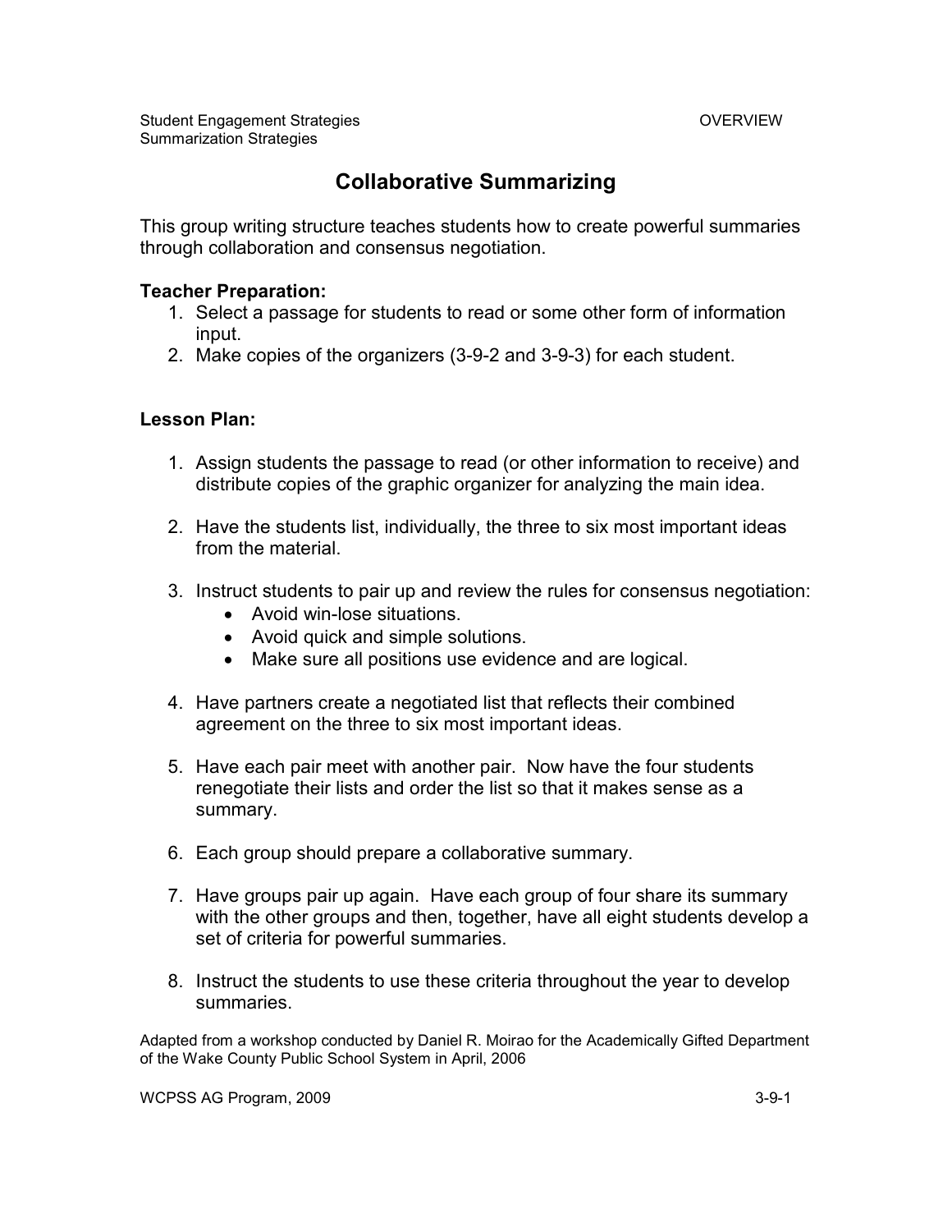# Collaborative Summarizing

This group writing structure teaches students how to create powerful summaries through collaboration and consensus negotiation.

**Teacher Preparation:**

1. Select a passage for students to read or some other form of information input.
2. Make copies of the organizers (3-9-2 and 3-9-3) for each student.

**Lesson Plan:**

1. Assign students the passage to read (or other information to receive) and distribute copies of the graphic organizer for analyzing the main idea.

2. Have the students list, individually, the three to six most important ideas from the material.

3. Instruct students to pair up and review the rules for consensus negotiation:
    - Avoid win-lose situations.
    - Avoid quick and simple solutions.
    - Make sure all positions use evidence and are logical.

4. Have partners create a negotiated list that reflects their combined agreement on the three to six most important ideas.

5. Have each pair meet with another pair. Now have the four students renegotiate their lists and order the list so that it makes sense as a summary.

6. Each group should prepare a collaborative summary.

7. Have groups pair up again. Have each group of four share its summary with the other groups and then, together, have all eight students develop a set of criteria for powerful summaries.

8. Instruct the students to use these criteria throughout the year to develop summaries.

Adapted from a workshop conducted by Daniel R. Moirao for the Academically Gifted Department of the Wake County Public School System in April, 2006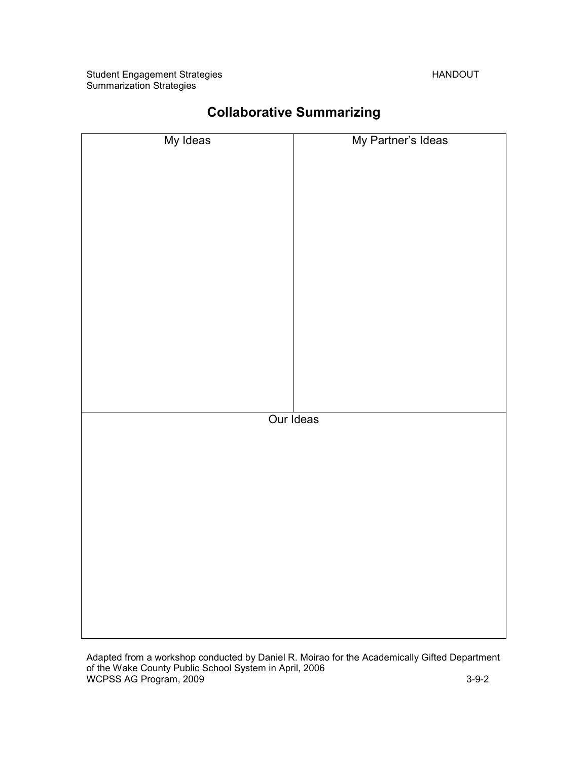Student Engagement Strategies HANDOUT
Summarization Strategies

# Collaborative Summarizing

| My Ideas | My Partner's Ideas |
| --- | --- |
| | |

| Our Ideas |
| --- |
| |

Adapted from a workshop conducted by Daniel R. Moirao for the Academically Gifted Department of the Wake County Public School System in April, 2006
WCPSS AG Program, 2009 3-9-2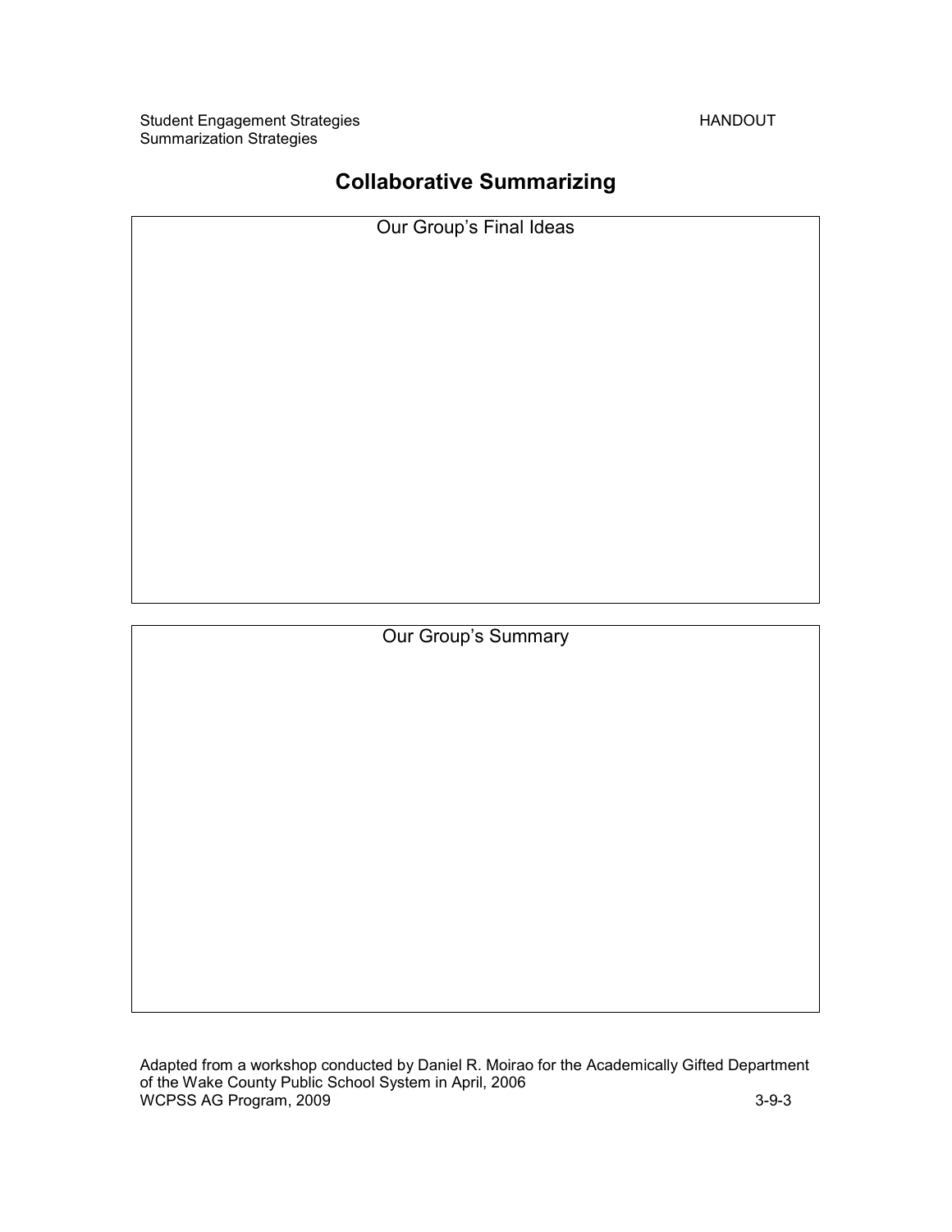Student Engagement Strategies
Summarization Strategies

HANDOUT

# Collaborative Summarizing

| Our Group's Final Ideas |
| --- |
| |

| Our Group's Summary |
| --- |
| |

Adapted from a workshop conducted by Daniel R. Moirao for the Academically Gifted Department of the Wake County Public School System in April, 2006
WCPSS AG Program, 2009